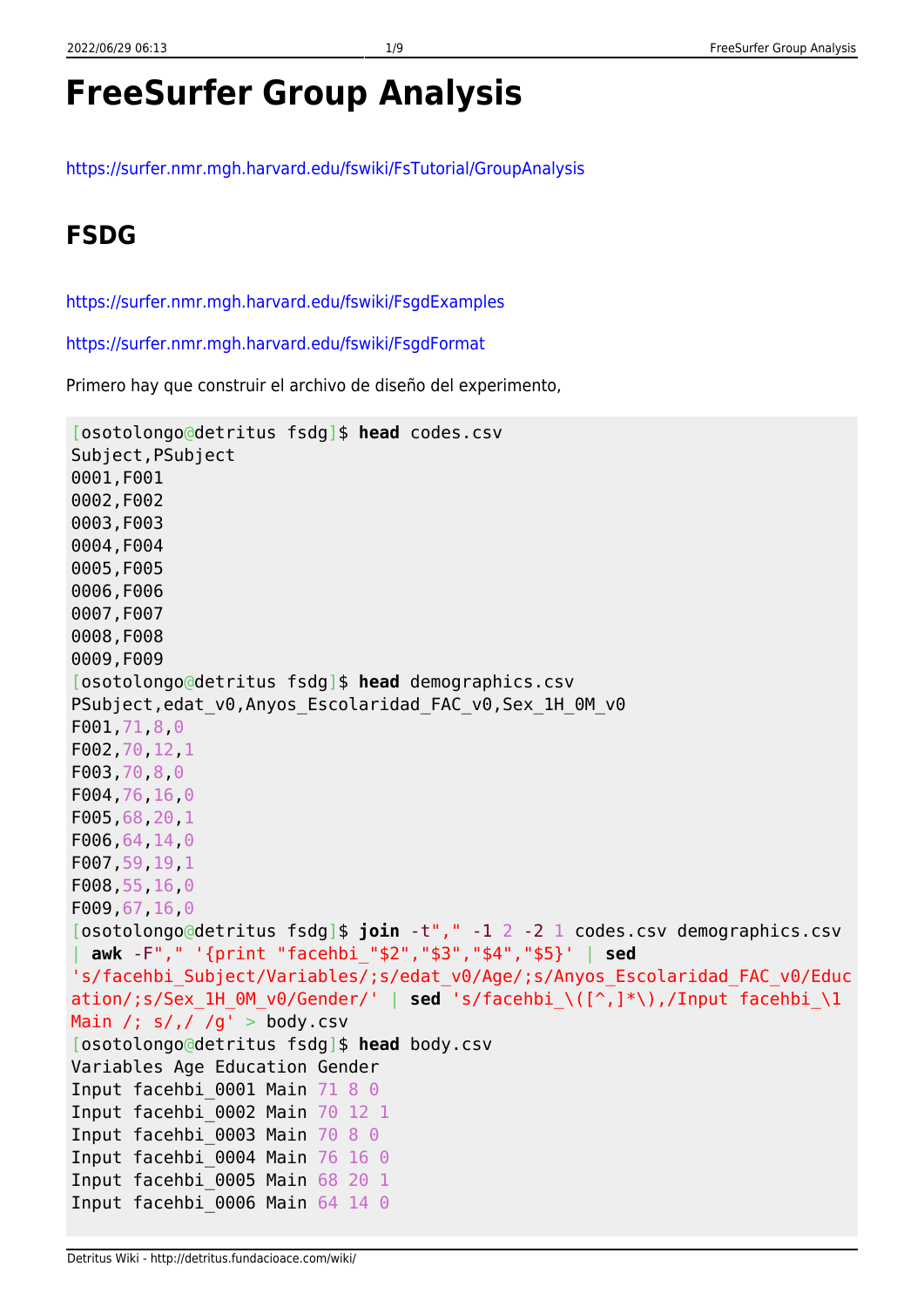# FreeSurfer Group Analysis

https://surfer.nmr.mgh.harvard.edu/fswiki/FsTutorial/GroupAnalysis

## FSDG

https://surfer.nmr.mgh.harvard.edu/fswiki/FsgdExamples

https://surfer.nmr.mgh.harvard.edu/fswiki/FsgdFormat

Primero hay que construir el archivo de diseño del experimento,

```
[osotolongo@detritus fsdg]$ head codes.csv
Subject,PSubject
0001,F001
0002,F002
0003,F003
0004,F004
0005,F005
0006,F006
0007,F007
0008,F008
0009,F009
[osotolongo@detritus fsdg]$ head demographics.csv
PSubject,edat_v0,Anyos_Escolaridad_FAC_v0,Sex_1H_0M_v0
F001,71,8,0
F002,70,12,1
F003,70,8,0
F004,76,16,0
F005,68,20,1
F006,64,14,0
F007,59,19,1
F008,55,16,0
F009,67,16,0
[osotolongo@detritus fsdg]$ join -t"," -1 2 -2 1 codes.csv demographics.csv
| awk -F"," '{print "facehbi_"$2","$3","$4","$5}' | sed
's/facehbi_Subject/Variables/;s/edat_v0/Age/;s/Anyos_Escolaridad_FAC_v0/Educ
ation/;s/Sex_1H_0M_v0/Gender/' | sed 's/facehbi_\([^,]*\),/Input facehbi_\1
Main /; s/,/ /g' > body.csv
[osotolongo@detritus fsdg]$ head body.csv
Variables Age Education Gender
Input facehbi_0001 Main 71 8 0
Input facehbi_0002 Main 70 12 1
Input facehbi_0003 Main 70 8 0
Input facehbi_0004 Main 76 16 0
Input facehbi_0005 Main 68 20 1
Input facehbi_0006 Main 64 14 0
```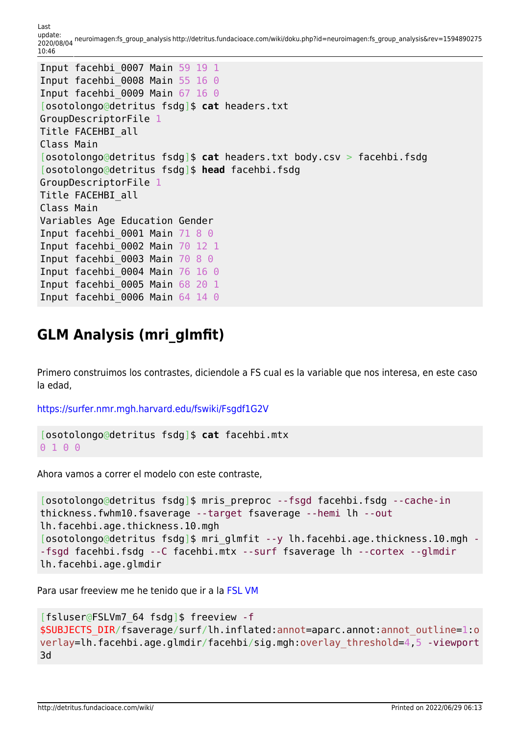```
Input facehbi_0007 Main 59 19 1
Input facehbi_0008 Main 55 16 0
Input facehbi_0009 Main 67 16 0
[osotolongo@detritus fsdg]$ cat headers.txt
GroupDescriptorFile 1
Title FACEHBI_all
Class Main
[osotolongo@detritus fsdg]$ cat headers.txt body.csv > facehbi.fsdg
[osotolongo@detritus fsdg]$ head facehbi.fsdg
GroupDescriptorFile 1
Title FACEHBI_all
Class Main
Variables Age Education Gender
Input facehbi_0001 Main 71 8 0
Input facehbi_0002 Main 70 12 1
Input facehbi_0003 Main 70 8 0
Input facehbi_0004 Main 76 16 0
Input facehbi_0005 Main 68 20 1
Input facehbi_0006 Main 64 14 0
```

## GLM Analysis (mri_glmfit)

Primero construimos los contrastes, diciendole a FS cual es la variable que nos interesa, en este caso la edad,

https://surfer.nmr.mgh.harvard.edu/fswiki/Fsgdf1G2V

```
[osotolongo@detritus fsdg]$ cat facehbi.mtx
0 1 0 0
```

Ahora vamos a correr el modelo con este contraste,

```
[osotolongo@detritus fsdg]$ mris_preproc --fsgd facehbi.fsdg --cache-in thickness.fwhm10.fsaverage --target fsaverage --hemi lh --out lh.facehbi.age.thickness.10.mgh
[osotolongo@detritus fsdg]$ mri_glmfit --y lh.facehbi.age.thickness.10.mgh --fsgd facehbi.fsdg --C facehbi.mtx --surf fsaverage lh --cortex --glmdir lh.facehbi.age.glmdir
```

Para usar freeview me he tenido que ir a la FSL VM

```
[fsluser@FSLVm7_64 fsdg]$ freeview -f $SUBJECTS_DIR/fsaverage/surf/lh.inflated:annot=aparc.annot:annot_outline=1:overlay=lh.facehbi.age.glmdir/facehbi/sig.mgh:overlay_threshold=4,5 -viewport 3d
```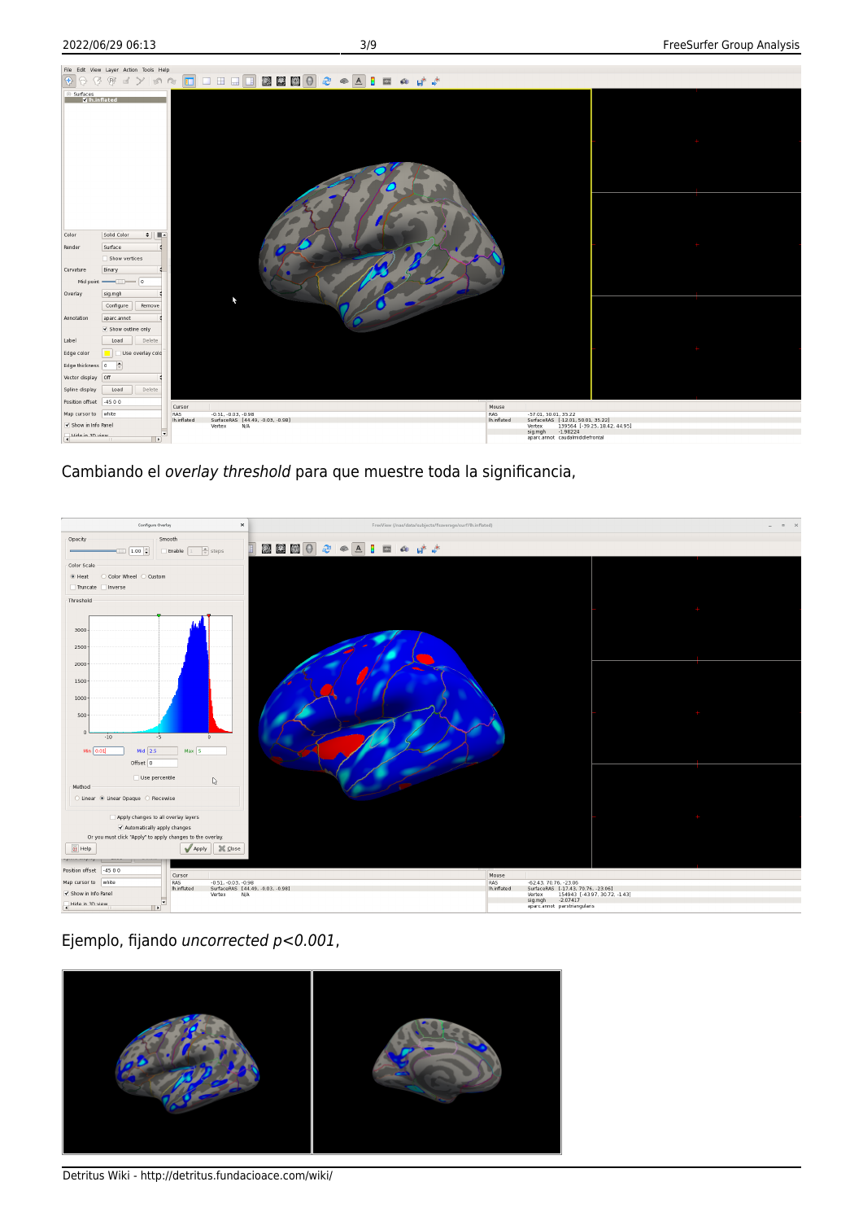Cambiando el *overlay threshold* para que muestre toda la significancia,

Ejemplo, fijando *uncorrected p<0.001*,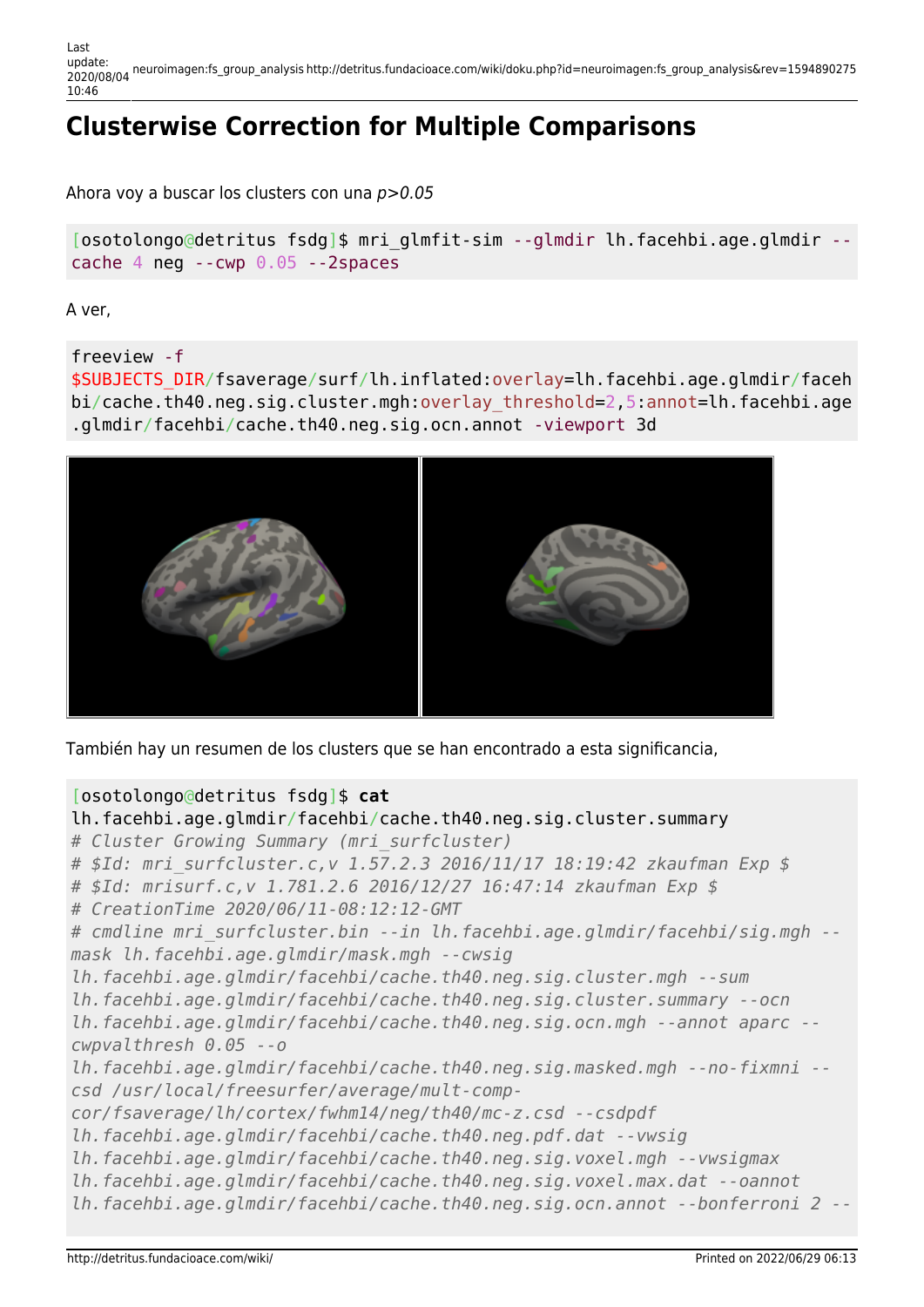# Clusterwise Correction for Multiple Comparisons

Ahora voy a buscar los clusters con una *p>0.05*

```
[osotolongo@detritus fsdg]$ mri_glmfit-sim --glmdir lh.facehbi.age.glmdir --cache 4 neg --cwp 0.05 --2spaces
```

A ver,

```
freeview -f $SUBJECTS_DIR/fsaverage/surf/lh.inflated:overlay=lh.facehbi.age.glmdir/facehbi/cache.th40.neg.sig.cluster.mgh:overlay_threshold=2,5:annot=lh.facehbi.age.glmdir/facehbi/cache.th40.neg.sig.ocn.annot -viewport 3d
```

También hay un resumen de los clusters que se han encontrado a esta significancia,

```
[osotolongo@detritus fsdg]$ cat lh.facehbi.age.glmdir/facehbi/cache.th40.neg.sig.cluster.summary
# Cluster Growing Summary (mri_surfcluster)
# $Id: mri_surfcluster.c,v 1.57.2.3 2016/11/17 18:19:42 zkaufman Exp $
# $Id: mrisurf.c,v 1.781.2.6 2016/12/27 16:47:14 zkaufman Exp $
# CreationTime 2020/06/11-08:12:12-GMT
# cmdline mri_surfcluster.bin --in lh.facehbi.age.glmdir/facehbi/sig.mgh --mask lh.facehbi.age.glmdir/mask.mgh --cwsig lh.facehbi.age.glmdir/facehbi/cache.th40.neg.sig.cluster.mgh --sum lh.facehbi.age.glmdir/facehbi/cache.th40.neg.sig.cluster.summary --ocn lh.facehbi.age.glmdir/facehbi/cache.th40.neg.sig.ocn.mgh --annot aparc --cwpvalthresh 0.05 --o lh.facehbi.age.glmdir/facehbi/cache.th40.neg.sig.masked.mgh --no-fixmni --csd /usr/local/freesurfer/average/mult-comp-cor/fsaverage/lh/cortex/fwhm14/neg/th40/mc-z.csd --csdpdf lh.facehbi.age.glmdir/facehbi/cache.th40.neg.pdf.dat --vwsig lh.facehbi.age.glmdir/facehbi/cache.th40.neg.sig.voxel.mgh --vwsigmax lh.facehbi.age.glmdir/facehbi/cache.th40.neg.sig.voxel.max.dat --oannot lh.facehbi.age.glmdir/facehbi/cache.th40.neg.sig.ocn.annot --bonferroni 2 --
```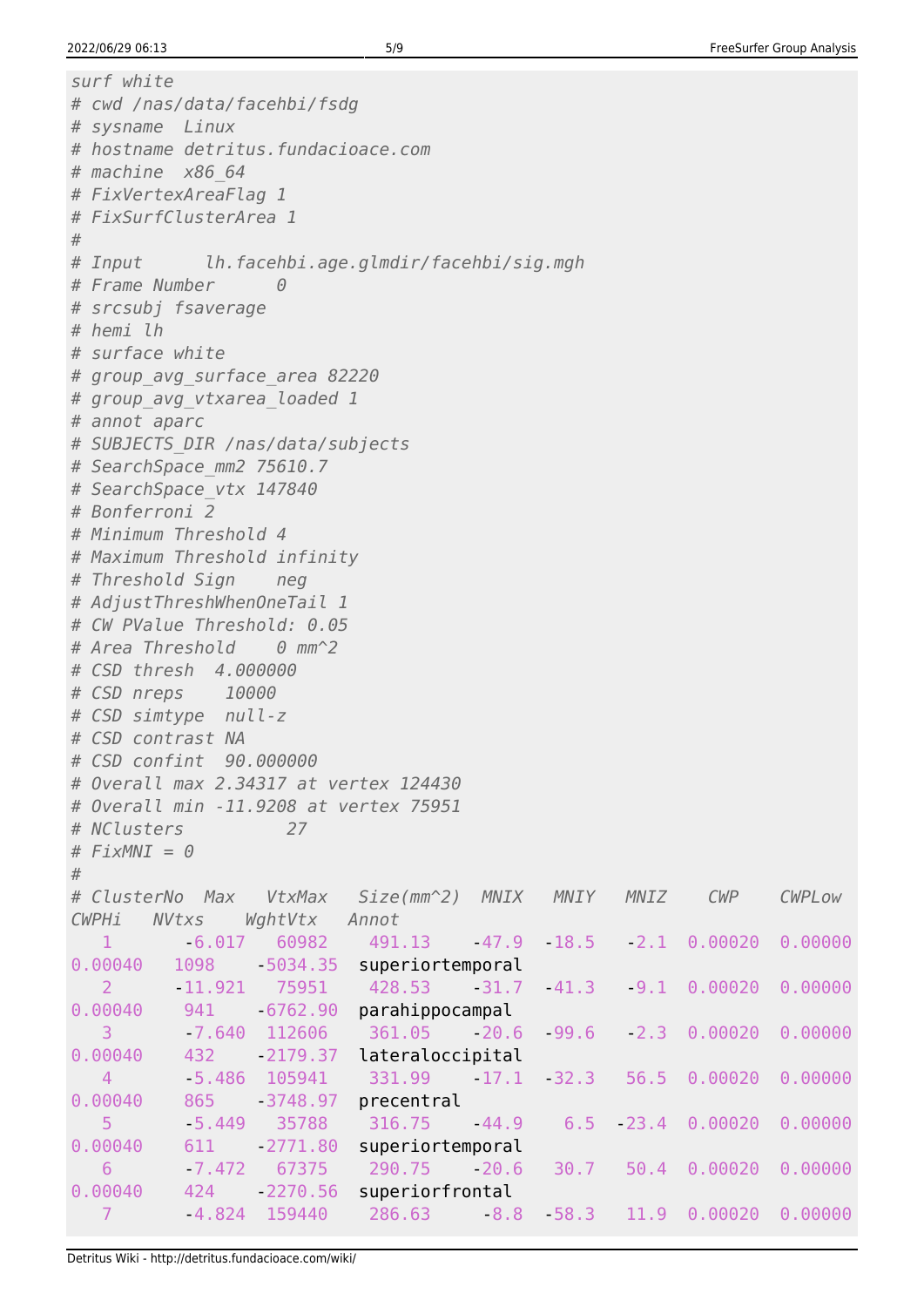```
surf white
# cwd /nas/data/facehbi/fsdg
# sysname  Linux
# hostname detritus.fundacioace.com
# machine  x86_64
# FixVertexAreaFlag 1
# FixSurfClusterArea 1
#
# Input      lh.facehbi.age.glmdir/facehbi/sig.mgh
# Frame Number      0
# srcsubj fsaverage
# hemi lh
# surface white
# group_avg_surface_area 82220
# group_avg_vtxarea_loaded 1
# annot aparc
# SUBJECTS_DIR /nas/data/subjects
# SearchSpace_mm2 75610.7
# SearchSpace_vtx 147840
# Bonferroni 2
# Minimum Threshold 4
# Maximum Threshold infinity
# Threshold Sign    neg
# AdjustThreshWhenOneTail 1
# CW PValue Threshold: 0.05
# Area Threshold    0 mm^2
# CSD thresh  4.000000
# CSD nreps    10000
# CSD simtype  null-z
# CSD contrast NA
# CSD confint  90.000000
# Overall max 2.34317 at vertex 124430
# Overall min -11.9208 at vertex 75951
# NClusters          27
# FixMNI = 0
#
# ClusterNo  Max   VtxMax   Size(mm^2)  MNIX   MNIY   MNIZ    CWP    CWPLow    CWPHi   NVtxs    WghtVtx   Annot
   1       -6.017   60982    491.13    -47.9  -18.5   -2.1  0.00020  0.00000  0.00040   1098    -5034.35  superiortemporal
   2      -11.921   75951    428.53    -31.7  -41.3   -9.1  0.00020  0.00000  0.00040   941    -6762.90  parahippocampal
   3       -7.640  112606    361.05    -20.6  -99.6   -2.3  0.00020  0.00000  0.00040   432    -2179.37  lateraloccipital
   4       -5.486  105941    331.99    -17.1  -32.3   56.5  0.00020  0.00000  0.00040   865    -3748.97  precentral
   5       -5.449   35788    316.75    -44.9    6.5  -23.4  0.00020  0.00000  0.00040   611    -2771.80  superiortemporal
   6       -7.472   67375    290.75    -20.6   30.7   50.4  0.00020  0.00000  0.00040   424    -2270.56  superiorfrontal
   7       -4.824  159440    286.63     -8.8  -58.3   11.9  0.00020  0.00000
```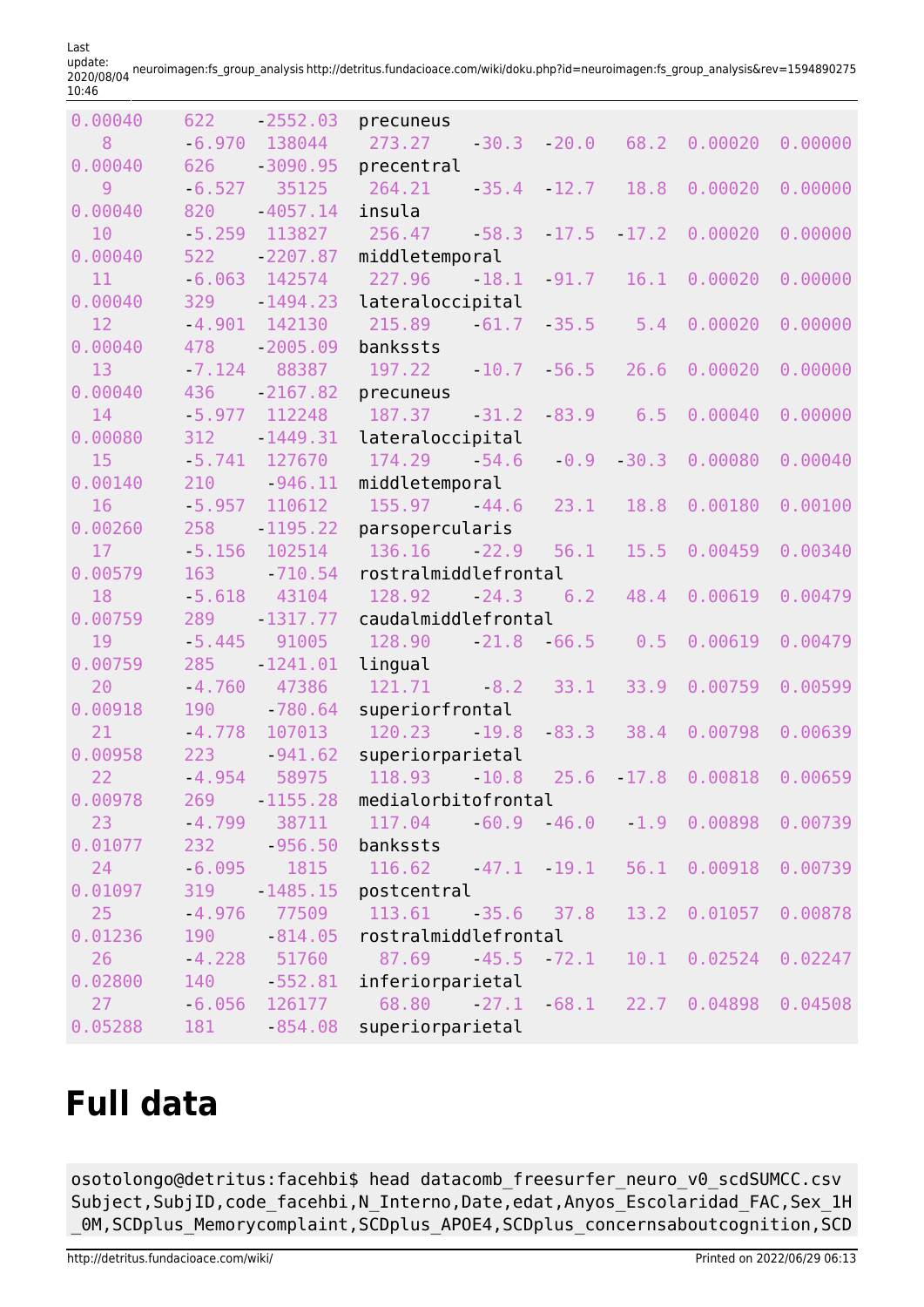```
0.00040    622   -2552.03  precuneus
  8    -6.970  138044   273.27   -30.3  -20.0   68.2  0.00020  0.00000
0.00040    626   -3090.95  precentral
  9    -6.527   35125   264.21   -35.4  -12.7   18.8  0.00020  0.00000
0.00040    820   -4057.14  insula
 10    -5.259  113827   256.47   -58.3  -17.5  -17.2  0.00020  0.00000
0.00040    522   -2207.87  middletemporal
 11    -6.063  142574   227.96   -18.1  -91.7   16.1  0.00020  0.00000
0.00040    329   -1494.23  lateraloccipital
 12    -4.901  142130   215.89   -61.7  -35.5    5.4  0.00020  0.00000
0.00040    478   -2005.09  bankssts
 13    -7.124   88387   197.22   -10.7  -56.5   26.6  0.00020  0.00000
0.00040    436   -2167.82  precuneus
 14    -5.977  112248   187.37   -31.2  -83.9    6.5  0.00040  0.00000
0.00080    312   -1449.31  lateraloccipital
 15    -5.741  127670   174.29   -54.6   -0.9  -30.3  0.00080  0.00040
0.00140    210    -946.11  middletemporal
 16    -5.957  110612   155.97   -44.6   23.1   18.8  0.00180  0.00100
0.00260    258   -1195.22  parsopercularis
 17    -5.156  102514   136.16   -22.9   56.1   15.5  0.00459  0.00340
0.00579    163    -710.54  rostralmiddlefrontal
 18    -5.618   43104   128.92   -24.3    6.2   48.4  0.00619  0.00479
0.00759    289   -1317.77  caudalmiddlefrontal
 19    -5.445   91005   128.90   -21.8  -66.5    0.5  0.00619  0.00479
0.00759    285   -1241.01  lingual
 20    -4.760   47386   121.71    -8.2   33.1   33.9  0.00759  0.00599
0.00918    190    -780.64  superiorfrontal
 21    -4.778  107013   120.23   -19.8  -83.3   38.4  0.00798  0.00639
0.00958    223    -941.62  superiorparietal
 22    -4.954   58975   118.93   -10.8   25.6  -17.8  0.00818  0.00659
0.00978    269   -1155.28  medialorbitofrontal
 23    -4.799   38711   117.04   -60.9  -46.0   -1.9  0.00898  0.00739
0.01077    232    -956.50  bankssts
 24    -6.095    1815   116.62   -47.1  -19.1   56.1  0.00918  0.00739
0.01097    319   -1485.15  postcentral
 25    -4.976   77509   113.61   -35.6   37.8   13.2  0.01057  0.00878
0.01236    190    -814.05  rostralmiddlefrontal
 26    -4.228   51760    87.69   -45.5  -72.1   10.1  0.02524  0.02247
0.02800    140    -552.81  inferiorparietal
 27    -6.056  126177    68.80   -27.1  -68.1   22.7  0.04898  0.04508
0.05288    181    -854.08  superiorparietal
```

# Full data

```
osotolongo@detritus:facehbi$ head datacomb_freesurfer_neuro_v0_scdSUMCC.csv
Subject,SubjID,code_facehbi,N_Interno,Date,edat,Anyos_Escolaridad_FAC,Sex_1H_0M,SCDplus_Memorycomplaint,SCDplus_APOE4,SCDplus_concernsaboutcognition,SCD
```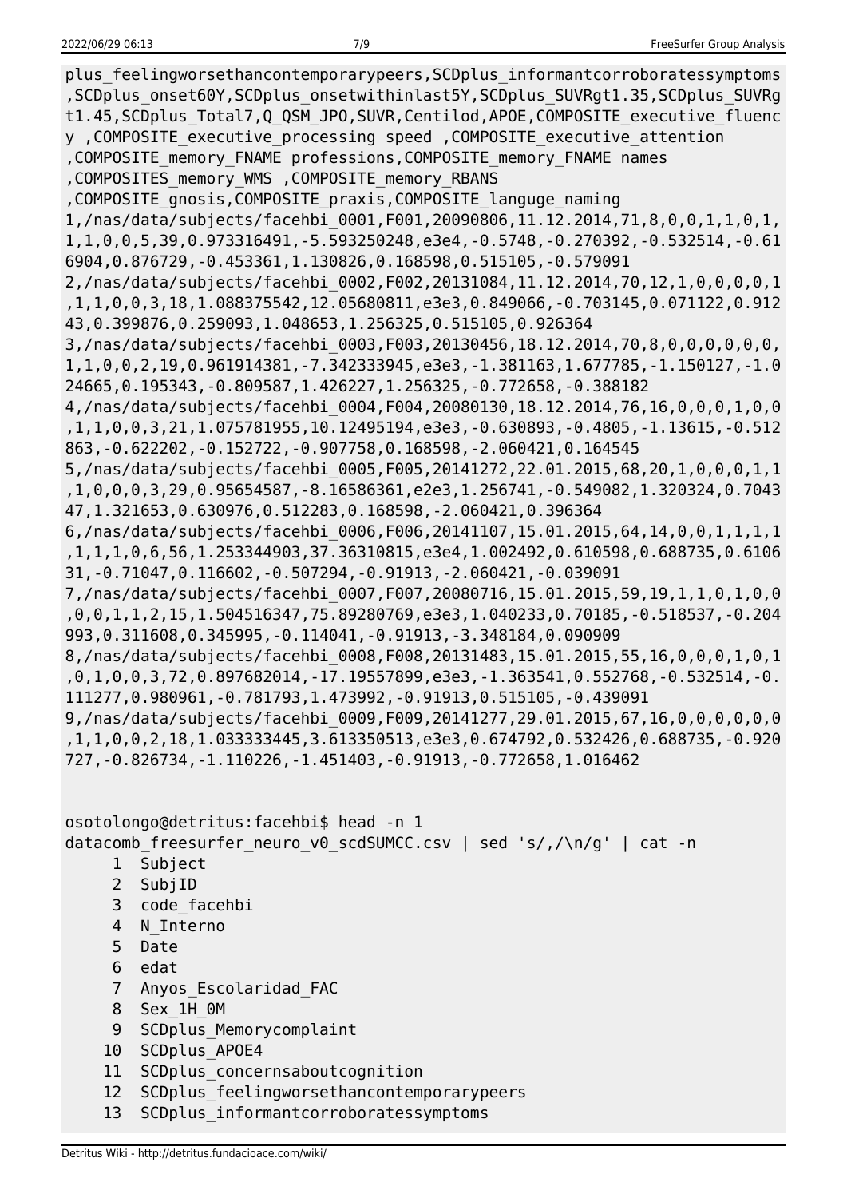```
plus_feelingworsethancontemporarypeers,SCDplus_informantcorroboratessymptoms
,SCDplus_onset60Y,SCDplus_onsetwithinlast5Y,SCDplus_SUVRgt1.35,SCDplus_SUVRg
t1.45,SCDplus_Total7,Q_QSM_JPO,SUVR,Centilod,APOE,COMPOSITE_executive_fluenc
y ,COMPOSITE_executive_processing speed ,COMPOSITE_executive_attention
,COMPOSITE_memory_FNAME professions,COMPOSITE_memory_FNAME names
,COMPOSITES_memory_WMS ,COMPOSITE_memory_RBANS
,COMPOSITE_gnosis,COMPOSITE_praxis,COMPOSITE_languge_naming
1,/nas/data/subjects/facehbi_0001,F001,20090806,11.12.2014,71,8,0,0,1,1,0,1,
1,1,0,0,5,39,0.973316491,-5.593250248,e3e4,-0.5748,-0.270392,-0.532514,-0.61
6904,0.876729,-0.453361,1.130826,0.168598,0.515105,-0.579091
2,/nas/data/subjects/facehbi_0002,F002,20131084,11.12.2014,70,12,1,0,0,0,0,1
,1,1,0,0,3,18,1.088375542,12.05680811,e3e3,0.849066,-0.703145,0.071122,0.912
43,0.399876,0.259093,1.048653,1.256325,0.515105,0.926364
3,/nas/data/subjects/facehbi_0003,F003,20130456,18.12.2014,70,8,0,0,0,0,0,0,
1,1,0,0,2,19,0.961914381,-7.342333945,e3e3,-1.381163,1.677785,-1.150127,-1.0
24665,0.195343,-0.809587,1.426227,1.256325,-0.772658,-0.388182
4,/nas/data/subjects/facehbi_0004,F004,20080130,18.12.2014,76,16,0,0,0,1,0,0
,1,1,0,0,3,21,1.075781955,10.12495194,e3e3,-0.630893,-0.4805,-1.13615,-0.512
863,-0.622202,-0.152722,-0.907758,0.168598,-2.060421,0.164545
5,/nas/data/subjects/facehbi_0005,F005,20141272,22.01.2015,68,20,1,0,0,0,1,1
,1,0,0,0,3,29,0.95654587,-8.16586361,e2e3,1.256741,-0.549082,1.320324,0.7043
47,1.321653,0.630976,0.512283,0.168598,-2.060421,0.396364
6,/nas/data/subjects/facehbi_0006,F006,20141107,15.01.2015,64,14,0,0,1,1,1,1
,1,1,1,0,6,56,1.253344903,37.36310815,e3e4,1.002492,0.610598,0.688735,0.6106
31,-0.71047,0.116602,-0.507294,-0.91913,-2.060421,-0.039091
7,/nas/data/subjects/facehbi_0007,F007,20080716,15.01.2015,59,19,1,1,0,1,0,0
,0,0,1,1,2,15,1.504516347,75.89280769,e3e3,1.040233,0.70185,-0.518537,-0.204
993,0.311608,0.345995,-0.114041,-0.91913,-3.348184,0.090909
8,/nas/data/subjects/facehbi_0008,F008,20131483,15.01.2015,55,16,0,0,0,1,0,1
,0,1,0,0,3,72,0.897682014,-17.19557899,e3e3,-1.363541,0.552768,-0.532514,-0.
111277,0.980961,-0.781793,1.473992,-0.91913,0.515105,-0.439091
9,/nas/data/subjects/facehbi_0009,F009,20141277,29.01.2015,67,16,0,0,0,0,0,0
,1,1,0,0,2,18,1.033333445,3.613350513,e3e3,0.674792,0.532426,0.688735,-0.920
727,-0.826734,-1.110226,-1.451403,-0.91913,-0.772658,1.016462


osotolongo@detritus:facehbi$ head -n 1
datacomb_freesurfer_neuro_v0_scdSUMCC.csv | sed 's/,/\n/g' | cat -n
     1  Subject
     2  SubjID
     3  code_facehbi
     4  N_Interno
     5  Date
     6  edat
     7  Anyos_Escolaridad_FAC
     8  Sex_1H_0M
     9  SCDplus_Memorycomplaint
    10  SCDplus_APOE4
    11  SCDplus_concernsaboutcognition
    12  SCDplus_feelingworsethancontemporarypeers
    13  SCDplus_informantcorroboratessymptoms
```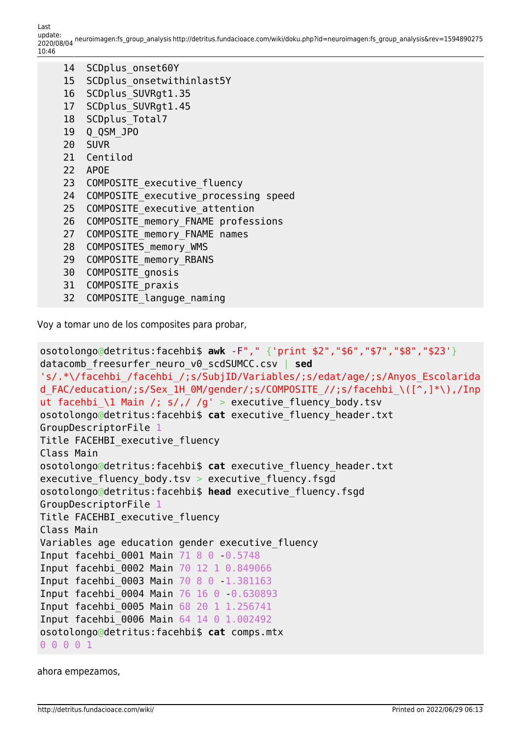```
14  SCDplus_onset60Y
15  SCDplus_onsetwithinlast5Y
16  SCDplus_SUVRgt1.35
17  SCDplus_SUVRgt1.45
18  SCDplus_Total7
19  Q_QSM_JPO
20  SUVR
21  Centilod
22  APOE
23  COMPOSITE_executive_fluency
24  COMPOSITE_executive_processing speed
25  COMPOSITE_executive_attention
26  COMPOSITE_memory_FNAME professions
27  COMPOSITE_memory_FNAME names
28  COMPOSITES_memory_WMS
29  COMPOSITE_memory_RBANS
30  COMPOSITE_gnosis
31  COMPOSITE_praxis
32  COMPOSITE_languge_naming
```

Voy a tomar uno de los composites para probar,

```
osotolongo@detritus:facehbi$ awk -F"," {'print $2","$6","$7","$8","$23'}
datacomb_freesurfer_neuro_v0_scdSUMCC.csv | sed
's/.*\/facehbi_/facehbi_/;s/SubjID/Variables/;s/edat/age/;s/Anyos_Escolaridad_FAC/education/;s/Sex_1H_0M/gender/;s/COMPOSITE_//;s/facehbi_\([^,]*\),/Input facehbi_\1 Main /; s/,/ /g' > executive_fluency_body.tsv
osotolongo@detritus:facehbi$ cat executive_fluency_header.txt
GroupDescriptorFile 1
Title FACEHBI_executive_fluency
Class Main
osotolongo@detritus:facehbi$ cat executive_fluency_header.txt
executive_fluency_body.tsv > executive_fluency.fsgd
osotolongo@detritus:facehbi$ head executive_fluency.fsgd
GroupDescriptorFile 1
Title FACEHBI_executive_fluency
Class Main
Variables age education gender executive_fluency
Input facehbi_0001 Main 71 8 0 -0.5748
Input facehbi_0002 Main 70 12 1 0.849066
Input facehbi_0003 Main 70 8 0 -1.381163
Input facehbi_0004 Main 76 16 0 -0.630893
Input facehbi_0005 Main 68 20 1 1.256741
Input facehbi_0006 Main 64 14 0 1.002492
osotolongo@detritus:facehbi$ cat comps.mtx
0 0 0 0 1
```

ahora empezamos,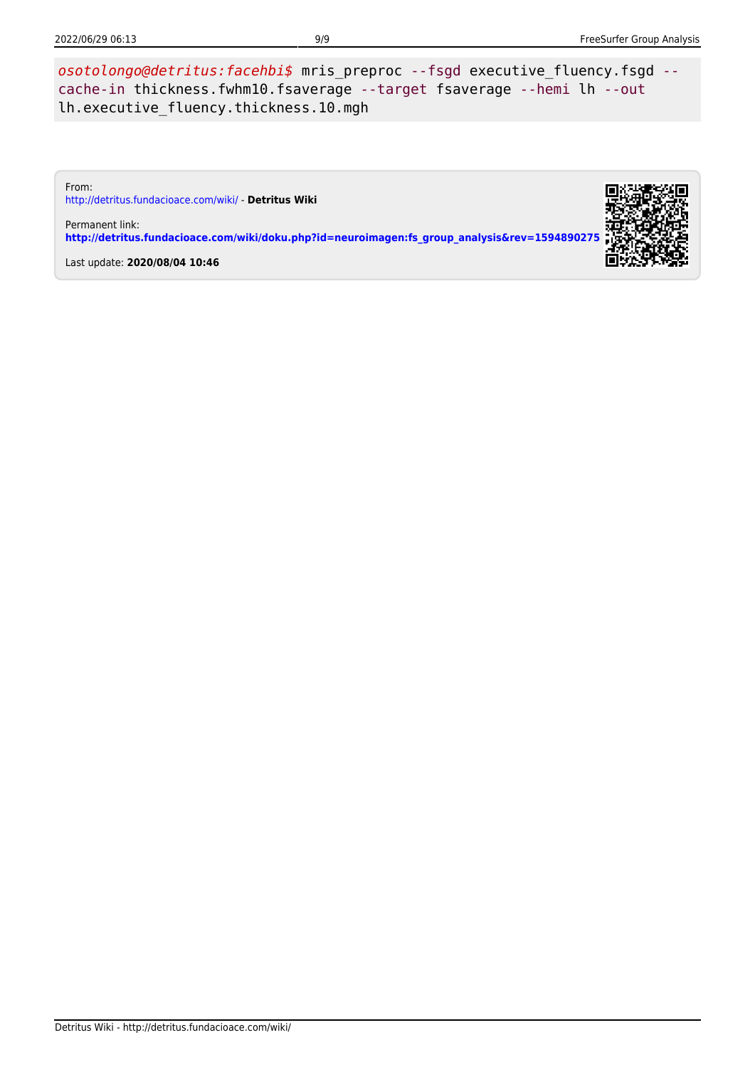```
osotolongo@detritus:facehbi$ mris_preproc --fsgd executive_fluency.fsgd --cache-in thickness.fwhm10.fsaverage --target fsaverage --hemi lh --out lh.executive_fluency.thickness.10.mgh
```

From:
http://detritus.fundacioace.com/wiki/ - **Detritus Wiki**

Permanent link:
**http://detritus.fundacioace.com/wiki/doku.php?id=neuroimagen:fs_group_analysis&rev=1594890275**

Last update: **2020/08/04 10:46**